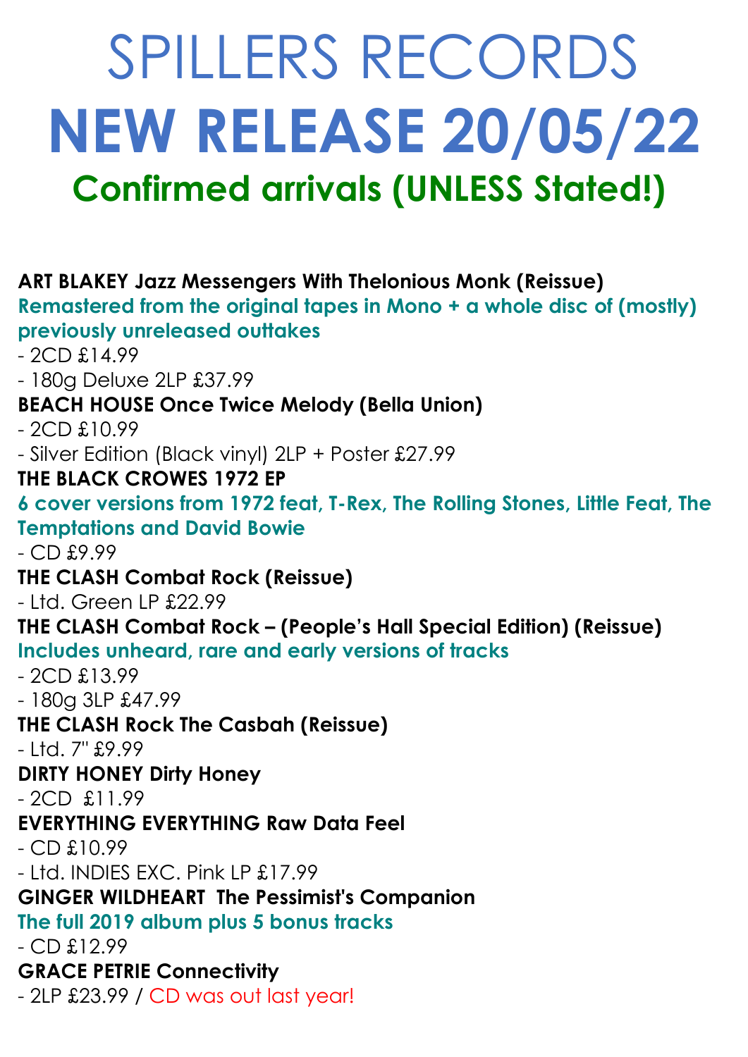# SPILLERS RECORDS

# NEW RELEASE 20/05/22

## Confirmed arrivals (UNLESS Stated!)

**ART BLAKEY Jazz Messengers With Thelonious Monk (Reissue)**
**Remastered from the original tapes in Mono + a whole disc of (mostly) previously unreleased outtakes**
- 2CD £14.99
- 180g Deluxe 2LP £37.99

**BEACH HOUSE Once Twice Melody (Bella Union)**
- 2CD £10.99
- Silver Edition (Black vinyl) 2LP + Poster £27.99

**THE BLACK CROWES 1972 EP**
**6 cover versions from 1972 feat, T-Rex, The Rolling Stones, Little Feat, The Temptations and David Bowie**
- CD £9.99

**THE CLASH Combat Rock (Reissue)**
- Ltd. Green LP £22.99

**THE CLASH Combat Rock – (People's Hall Special Edition) (Reissue)**
**Includes unheard, rare and early versions of tracks**
- 2CD £13.99
- 180g 3LP £47.99

**THE CLASH Rock The Casbah (Reissue)**
- Ltd. 7" £9.99

**DIRTY HONEY Dirty Honey**
- 2CD £11.99

**EVERYTHING EVERYTHING Raw Data Feel**
- CD £10.99
- Ltd. INDIES EXC. Pink LP £17.99

**GINGER WILDHEART The Pessimist's Companion**
**The full 2019 album plus 5 bonus tracks**
- CD £12.99

**GRACE PETRIE Connectivity**
- 2LP £23.99 / CD was out last year!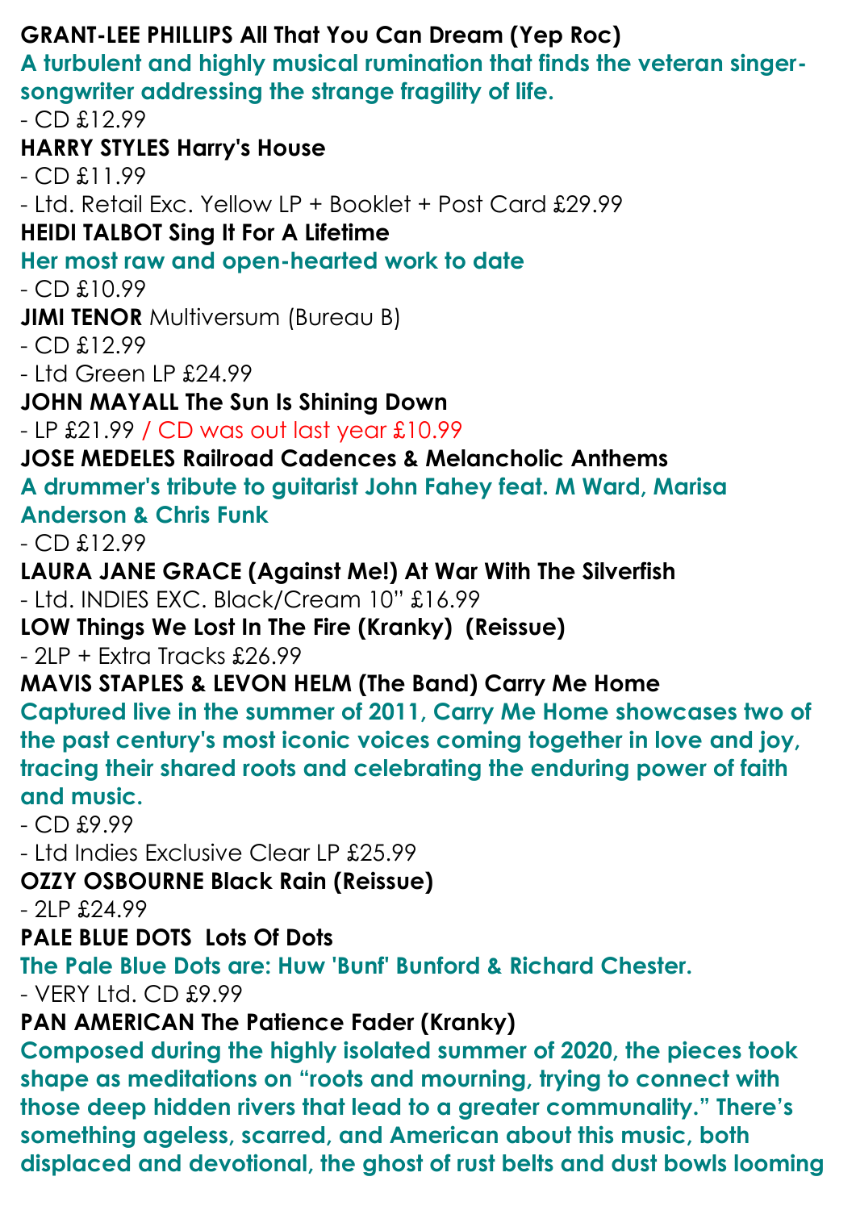**GRANT-LEE PHILLIPS All That You Can Dream (Yep Roc)**

**A turbulent and highly musical rumination that finds the veteran singer-songwriter addressing the strange fragility of life.**

- CD £12.99

**HARRY STYLES Harry's House**

- CD £11.99
- Ltd. Retail Exc. Yellow LP + Booklet + Post Card £29.99

**HEIDI TALBOT Sing It For A Lifetime**

**Her most raw and open-hearted work to date**

- CD £10.99

**JIMI TENOR** Multiversum (Bureau B)

- CD £12.99
- Ltd Green LP £24.99

**JOHN MAYALL The Sun Is Shining Down**

- LP £21.99 / CD was out last year £10.99

**JOSE MEDELES Railroad Cadences & Melancholic Anthems**

**A drummer's tribute to guitarist John Fahey feat. M Ward, Marisa Anderson & Chris Funk**

- CD £12.99

**LAURA JANE GRACE (Against Me!) At War With The Silverfish**

- Ltd. INDIES EXC. Black/Cream 10" £16.99

**LOW Things We Lost In The Fire (Kranky) (Reissue)**

- 2LP + Extra Tracks £26.99

**MAVIS STAPLES & LEVON HELM (The Band) Carry Me Home**

**Captured live in the summer of 2011, Carry Me Home showcases two of the past century's most iconic voices coming together in love and joy, tracing their shared roots and celebrating the enduring power of faith and music.**

- CD £9.99
- Ltd Indies Exclusive Clear LP £25.99

**OZZY OSBOURNE Black Rain (Reissue)**

- 2LP £24.99

**PALE BLUE DOTS Lots Of Dots**

**The Pale Blue Dots are: Huw 'Bunf' Bunford & Richard Chester.**

- VERY Ltd. CD £9.99

**PAN AMERICAN The Patience Fader (Kranky)**

**Composed during the highly isolated summer of 2020, the pieces took shape as meditations on "roots and mourning, trying to connect with those deep hidden rivers that lead to a greater communality." There's something ageless, scarred, and American about this music, both displaced and devotional, the ghost of rust belts and dust bowls looming**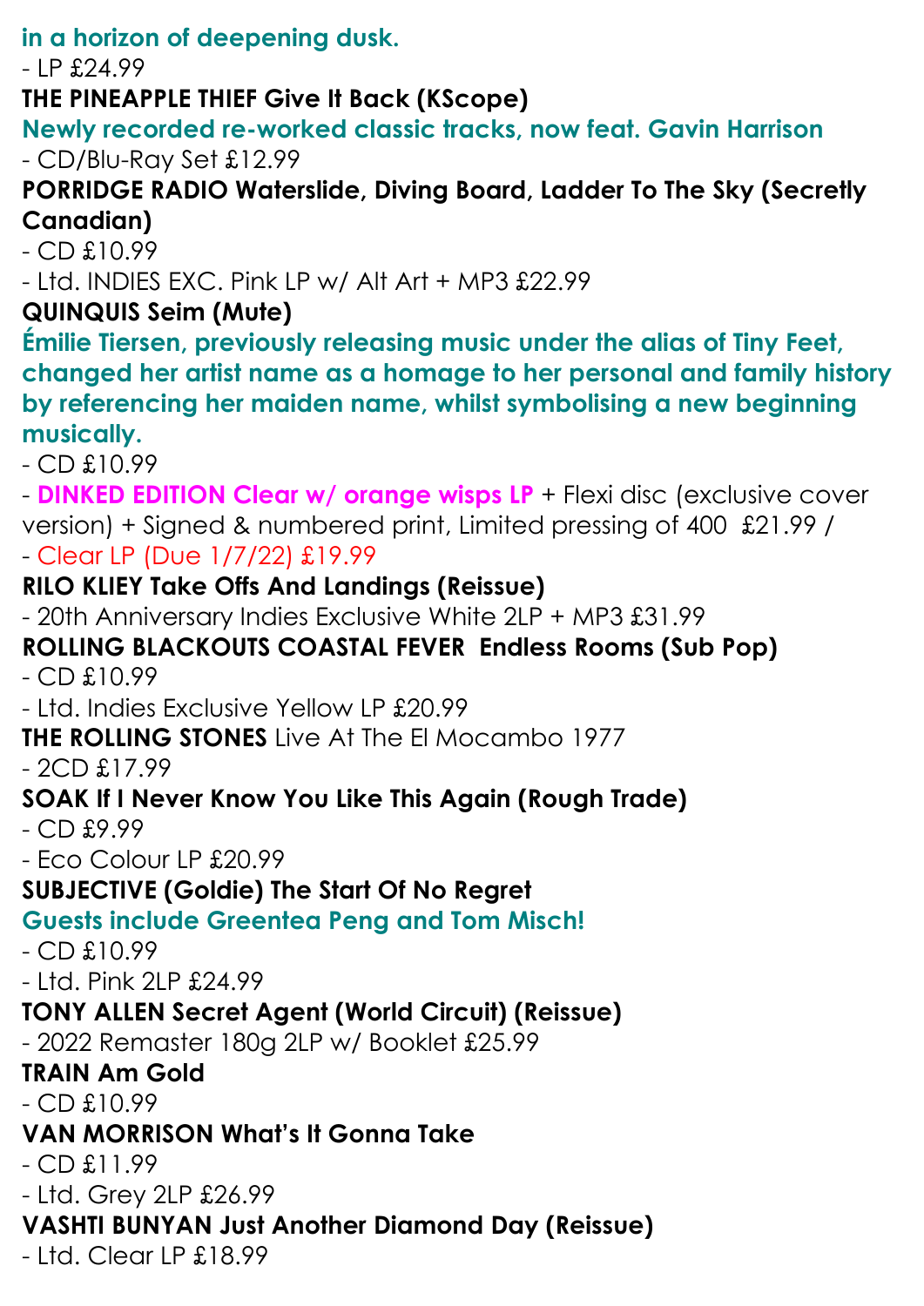in a horizon of deepening dusk.

- LP £24.99

**THE PINEAPPLE THIEF Give It Back (KScope)**

**Newly recorded re-worked classic tracks, now feat. Gavin Harrison**

- CD/Blu-Ray Set £12.99

**PORRIDGE RADIO Waterslide, Diving Board, Ladder To The Sky (Secretly Canadian)**

- CD £10.99
- Ltd. INDIES EXC. Pink LP w/ Alt Art + MP3 £22.99

**QUINQUIS Seim (Mute)**

**Émilie Tiersen, previously releasing music under the alias of Tiny Feet, changed her artist name as a homage to her personal and family history by referencing her maiden name, whilst symbolising a new beginning musically.**

- CD £10.99
- **DINKED EDITION Clear w/ orange wisps LP** + Flexi disc (exclusive cover version) + Signed & numbered print, Limited pressing of 400 £21.99 /
- Clear LP (Due 1/7/22) £19.99

**RILO KLIEY Take Offs And Landings (Reissue)**

- 20th Anniversary Indies Exclusive White 2LP + MP3 £31.99

**ROLLING BLACKOUTS COASTAL FEVER Endless Rooms (Sub Pop)**

- CD £10.99
- Ltd. Indies Exclusive Yellow LP £20.99

**THE ROLLING STONES** Live At The El Mocambo 1977

- 2CD £17.99

**SOAK If I Never Know You Like This Again (Rough Trade)**

- CD £9.99
- Eco Colour LP £20.99

**SUBJECTIVE (Goldie) The Start Of No Regret**

**Guests include Greentea Peng and Tom Misch!**

- CD £10.99
- Ltd. Pink 2LP £24.99

**TONY ALLEN Secret Agent (World Circuit) (Reissue)**

- 2022 Remaster 180g 2LP w/ Booklet £25.99

**TRAIN Am Gold**

- CD £10.99

**VAN MORRISON What's It Gonna Take**

- CD £11.99
- Ltd. Grey 2LP £26.99

**VASHTI BUNYAN Just Another Diamond Day (Reissue)**

- Ltd. Clear LP £18.99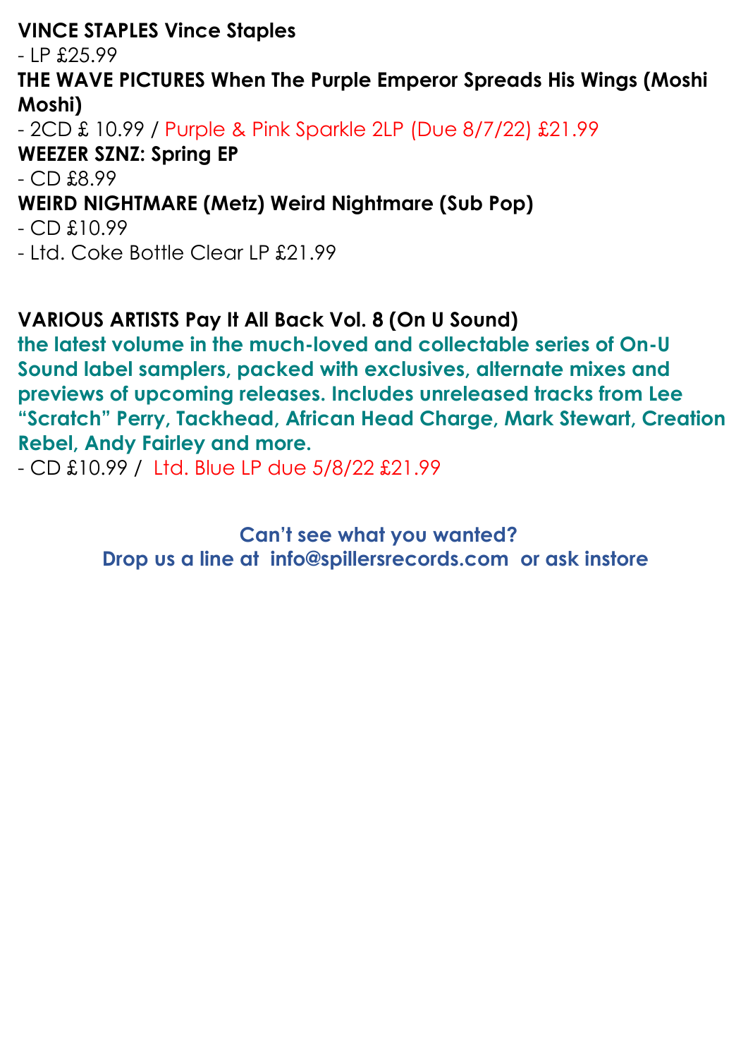**VINCE STAPLES Vince Staples**

- LP £25.99

**THE WAVE PICTURES When The Purple Emperor Spreads His Wings (Moshi Moshi)**

- 2CD £ 10.99 / Purple & Pink Sparkle 2LP (Due 8/7/22) £21.99

**WEEZER SZNZ: Spring EP**

- CD £8.99

**WEIRD NIGHTMARE (Metz) Weird Nightmare (Sub Pop)**

- CD £10.99
- Ltd. Coke Bottle Clear LP £21.99

**VARIOUS ARTISTS Pay It All Back Vol. 8 (On U Sound)**

**the latest volume in the much-loved and collectable series of On-U Sound label samplers, packed with exclusives, alternate mixes and previews of upcoming releases. Includes unreleased tracks from Lee "Scratch" Perry, Tackhead, African Head Charge, Mark Stewart, Creation Rebel, Andy Fairley and more.**

- CD £10.99 / Ltd. Blue LP due 5/8/22 £21.99

**Can't see what you wanted?**
**Drop us a line at info@spillersrecords.com or ask instore**